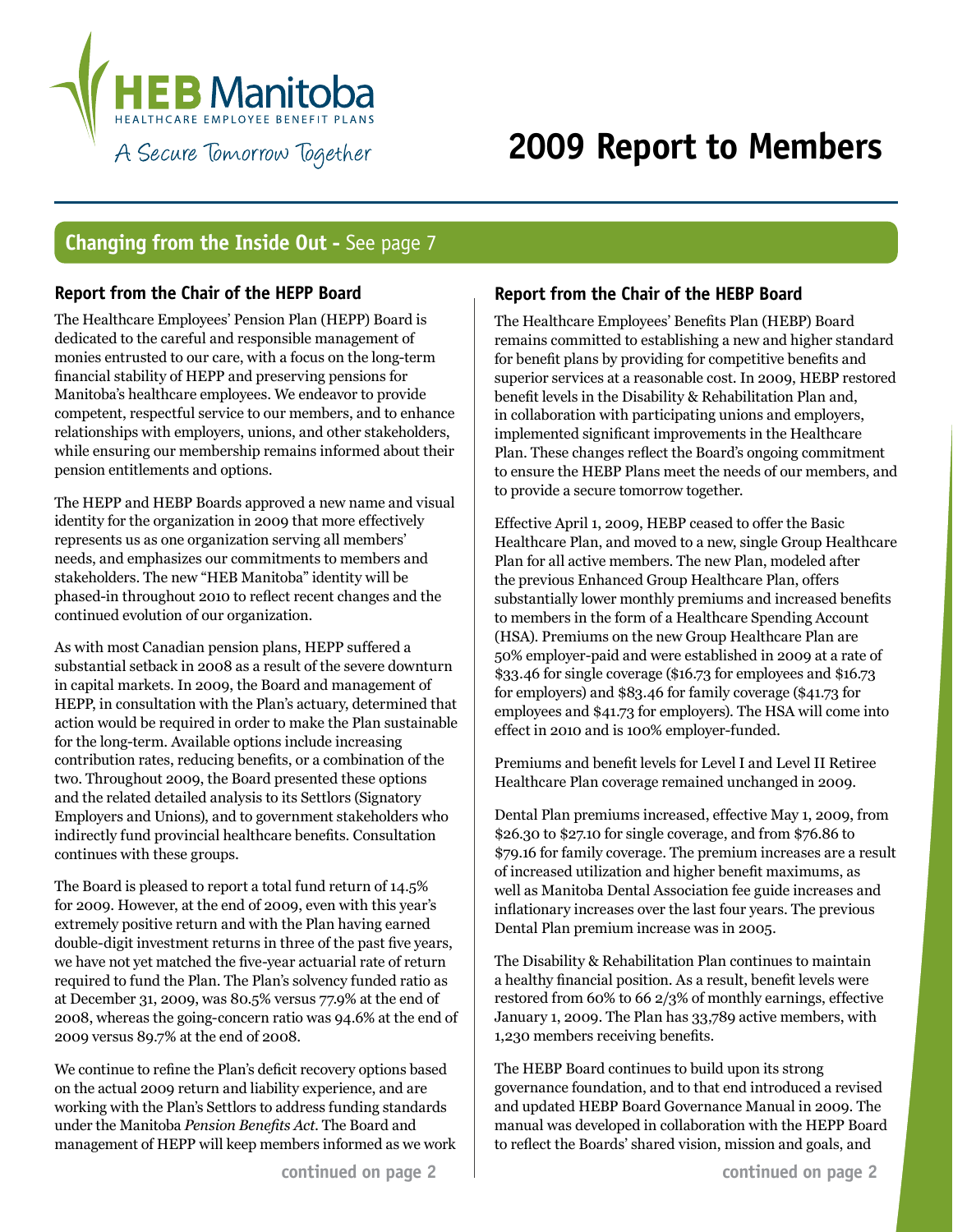HEB Manitoba

HEALTHCARE EMPLOYEE BENEFIT PLANS

A Secure Tomorrow Together

# 2009 Report to Members

**Changing from the Inside Out -** See page 7

## Report from the Chair of the HEPP Board

The Healthcare Employees' Pension Plan (HEPP) Board is dedicated to the careful and responsible management of monies entrusted to our care, with a focus on the long-term financial stability of HEPP and preserving pensions for Manitoba's healthcare employees. We endeavor to provide competent, respectful service to our members, and to enhance relationships with employers, unions, and other stakeholders, while ensuring our membership remains informed about their pension entitlements and options.

The HEPP and HEBP Boards approved a new name and visual identity for the organization in 2009 that more effectively represents us as one organization serving all members' needs, and emphasizes our commitments to members and stakeholders. The new "HEB Manitoba" identity will be phased-in throughout 2010 to reflect recent changes and the continued evolution of our organization.

As with most Canadian pension plans, HEPP suffered a substantial setback in 2008 as a result of the severe downturn in capital markets. In 2009, the Board and management of HEPP, in consultation with the Plan's actuary, determined that action would be required in order to make the Plan sustainable for the long-term. Available options include increasing contribution rates, reducing benefits, or a combination of the two. Throughout 2009, the Board presented these options and the related detailed analysis to its Settlors (Signatory Employers and Unions), and to government stakeholders who indirectly fund provincial healthcare benefits. Consultation continues with these groups.

The Board is pleased to report a total fund return of 14.5% for 2009. However, at the end of 2009, even with this year's extremely positive return and with the Plan having earned double-digit investment returns in three of the past five years, we have not yet matched the five-year actuarial rate of return required to fund the Plan. The Plan's solvency funded ratio as at December 31, 2009, was 80.5% versus 77.9% at the end of 2008, whereas the going-concern ratio was 94.6% at the end of 2009 versus 89.7% at the end of 2008.

We continue to refine the Plan's deficit recovery options based on the actual 2009 return and liability experience, and are working with the Plan's Settlors to address funding standards under the Manitoba *Pension Benefits Act*. The Board and management of HEPP will keep members informed as we work

**continued on page 2**

## Report from the Chair of the HEBP Board

The Healthcare Employees' Benefits Plan (HEBP) Board remains committed to establishing a new and higher standard for benefit plans by providing for competitive benefits and superior services at a reasonable cost. In 2009, HEBP restored benefit levels in the Disability & Rehabilitation Plan and, in collaboration with participating unions and employers, implemented significant improvements in the Healthcare Plan. These changes reflect the Board's ongoing commitment to ensure the HEBP Plans meet the needs of our members, and to provide a secure tomorrow together.

Effective April 1, 2009, HEBP ceased to offer the Basic Healthcare Plan, and moved to a new, single Group Healthcare Plan for all active members. The new Plan, modeled after the previous Enhanced Group Healthcare Plan, offers substantially lower monthly premiums and increased benefits to members in the form of a Healthcare Spending Account (HSA). Premiums on the new Group Healthcare Plan are 50% employer-paid and were established in 2009 at a rate of $33.46 for single coverage ($16.73 for employees and $16.73 for employers) and $83.46 for family coverage ($41.73 for employees and $41.73 for employers). The HSA will come into effect in 2010 and is 100% employer-funded.

Premiums and benefit levels for Level I and Level II Retiree Healthcare Plan coverage remained unchanged in 2009.

Dental Plan premiums increased, effective May 1, 2009, from $26.30 to $27.10 for single coverage, and from $76.86 to $79.16 for family coverage. The premium increases are a result of increased utilization and higher benefit maximums, as well as Manitoba Dental Association fee guide increases and inflationary increases over the last four years. The previous Dental Plan premium increase was in 2005.

The Disability & Rehabilitation Plan continues to maintain a healthy financial position. As a result, benefit levels were restored from 60% to 66 2/3% of monthly earnings, effective January 1, 2009. The Plan has 33,789 active members, with 1,230 members receiving benefits.

The HEBP Board continues to build upon its strong governance foundation, and to that end introduced a revised and updated HEBP Board Governance Manual in 2009. The manual was developed in collaboration with the HEPP Board to reflect the Boards' shared vision, mission and goals, and

**continued on page 2**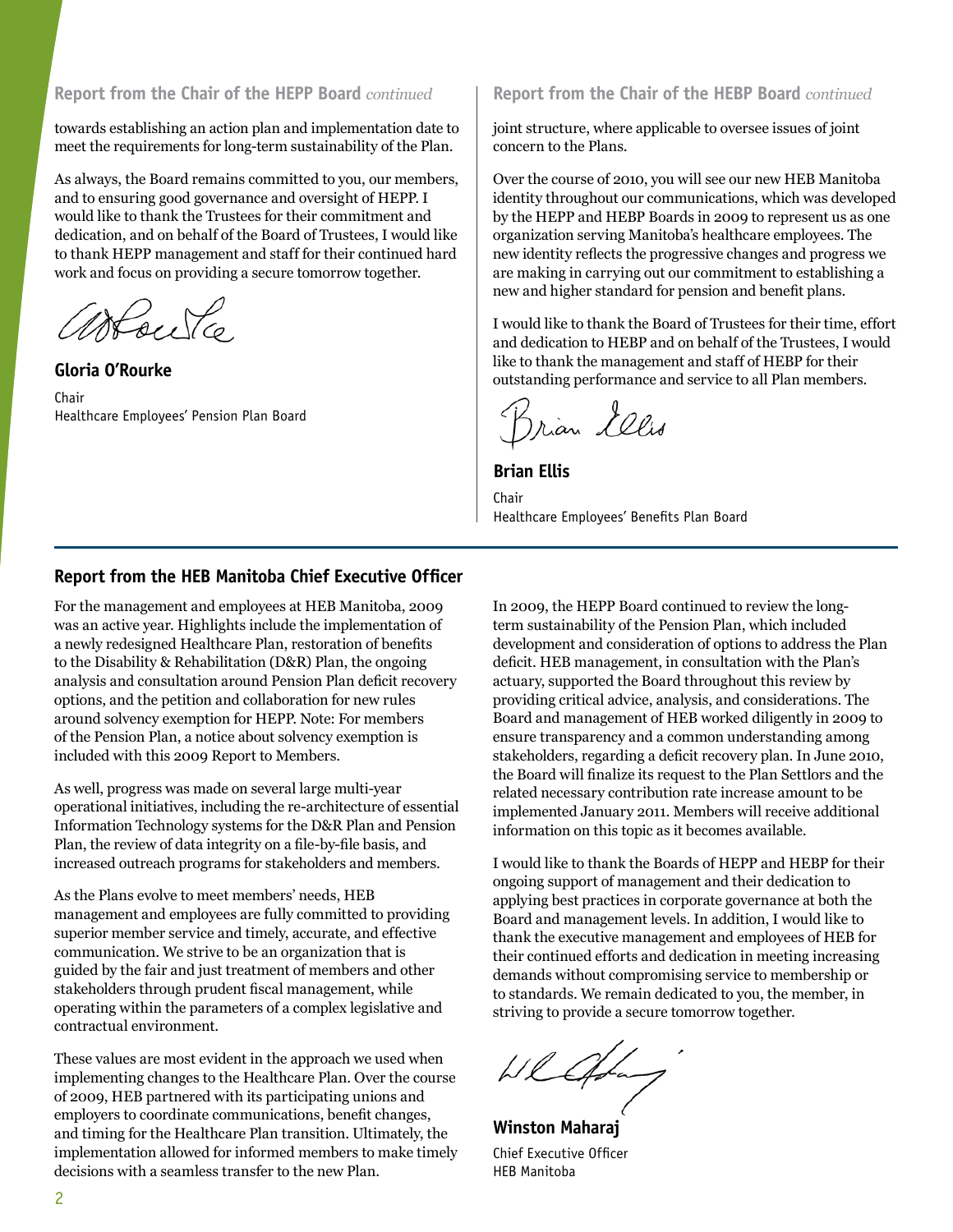## Report from the Chair of the HEPP Board *continued*

towards establishing an action plan and implementation date to meet the requirements for long-term sustainability of the Plan.

As always, the Board remains committed to you, our members, and to ensuring good governance and oversight of HEPP. I would like to thank the Trustees for their commitment and dedication, and on behalf of the Board of Trustees, I would like to thank HEPP management and staff for their continued hard work and focus on providing a secure tomorrow together.

**Gloria O'Rourke**

Chair
Healthcare Employees' Pension Plan Board

## Report from the Chair of the HEBP Board *continued*

joint structure, where applicable to oversee issues of joint concern to the Plans.

Over the course of 2010, you will see our new HEB Manitoba identity throughout our communications, which was developed by the HEPP and HEBP Boards in 2009 to represent us as one organization serving Manitoba's healthcare employees. The new identity reflects the progressive changes and progress we are making in carrying out our commitment to establishing a new and higher standard for pension and benefit plans.

I would like to thank the Board of Trustees for their time, effort and dedication to HEBP and on behalf of the Trustees, I would like to thank the management and staff of HEBP for their outstanding performance and service to all Plan members.

**Brian Ellis**

Chair
Healthcare Employees' Benefits Plan Board

## Report from the HEB Manitoba Chief Executive Officer

For the management and employees at HEB Manitoba, 2009 was an active year. Highlights include the implementation of a newly redesigned Healthcare Plan, restoration of benefits to the Disability & Rehabilitation (D&R) Plan, the ongoing analysis and consultation around Pension Plan deficit recovery options, and the petition and collaboration for new rules around solvency exemption for HEPP. Note: For members of the Pension Plan, a notice about solvency exemption is included with this 2009 Report to Members.

As well, progress was made on several large multi-year operational initiatives, including the re-architecture of essential Information Technology systems for the D&R Plan and Pension Plan, the review of data integrity on a file-by-file basis, and increased outreach programs for stakeholders and members.

As the Plans evolve to meet members' needs, HEB management and employees are fully committed to providing superior member service and timely, accurate, and effective communication. We strive to be an organization that is guided by the fair and just treatment of members and other stakeholders through prudent fiscal management, while operating within the parameters of a complex legislative and contractual environment.

These values are most evident in the approach we used when implementing changes to the Healthcare Plan. Over the course of 2009, HEB partnered with its participating unions and employers to coordinate communications, benefit changes, and timing for the Healthcare Plan transition. Ultimately, the implementation allowed for informed members to make timely decisions with a seamless transfer to the new Plan.

In 2009, the HEPP Board continued to review the long-term sustainability of the Pension Plan, which included development and consideration of options to address the Plan deficit. HEB management, in consultation with the Plan's actuary, supported the Board throughout this review by providing critical advice, analysis, and considerations. The Board and management of HEB worked diligently in 2009 to ensure transparency and a common understanding among stakeholders, regarding a deficit recovery plan. In June 2010, the Board will finalize its request to the Plan Settlors and the related necessary contribution rate increase amount to be implemented January 2011. Members will receive additional information on this topic as it becomes available.

I would like to thank the Boards of HEPP and HEBP for their ongoing support of management and their dedication to applying best practices in corporate governance at both the Board and management levels. In addition, I would like to thank the executive management and employees of HEB for their continued efforts and dedication in meeting increasing demands without compromising service to membership or to standards. We remain dedicated to you, the member, in striving to provide a secure tomorrow together.

**Winston Maharaj**

Chief Executive Officer
HEB Manitoba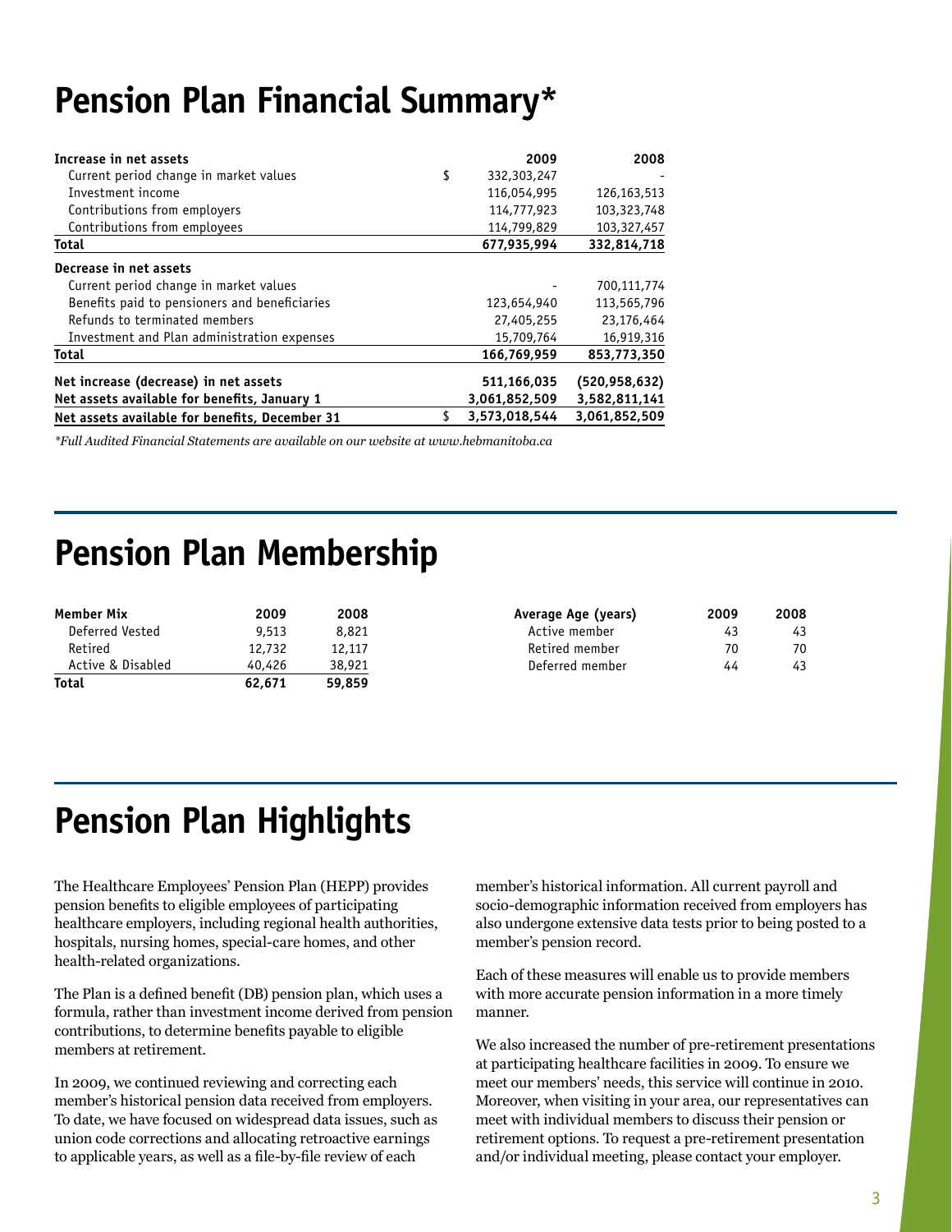# Pension Plan Financial Summary*

| Increase in net assets | | 2009 | 2008 |
|---|---|---|---|
| Current period change in market values | $ | 332,303,247 | - |
| Investment income | | 116,054,995 | 126,163,513 |
| Contributions from employers | | 114,777,923 | 103,323,748 |
| Contributions from employees | | 114,799,829 | 103,327,457 |
| **Total** | | **677,935,994** | **332,814,718** |
| **Decrease in net assets** | | | |
| Current period change in market values | | - | 700,111,774 |
| Benefits paid to pensioners and beneficiaries | | 123,654,940 | 113,565,796 |
| Refunds to terminated members | | 27,405,255 | 23,176,464 |
| Investment and Plan administration expenses | | 15,709,764 | 16,919,316 |
| **Total** | | **166,769,959** | **853,773,350** |
| **Net increase (decrease) in net assets** | | **511,166,035** | **(520,958,632)** |
| **Net assets available for benefits, January 1** | | **3,061,852,509** | **3,582,811,141** |
| **Net assets available for benefits, December 31** | $ | **3,573,018,544** | **3,061,852,509** |

*\*Full Audited Financial Statements are available on our website at www.hebmanitoba.ca*

# Pension Plan Membership

| Member Mix | 2009 | 2008 |
|---|---|---|
| Deferred Vested | 9,513 | 8,821 |
| Retired | 12,732 | 12,117 |
| Active & Disabled | 40,426 | 38,921 |
| **Total** | **62,671** | **59,859** |

| Average Age (years) | 2009 | 2008 |
|---|---|---|
| Active member | 43 | 43 |
| Retired member | 70 | 70 |
| Deferred member | 44 | 43 |

# Pension Plan Highlights

The Healthcare Employees' Pension Plan (HEPP) provides pension benefits to eligible employees of participating healthcare employers, including regional health authorities, hospitals, nursing homes, special-care homes, and other health-related organizations.

The Plan is a defined benefit (DB) pension plan, which uses a formula, rather than investment income derived from pension contributions, to determine benefits payable to eligible members at retirement.

In 2009, we continued reviewing and correcting each member's historical pension data received from employers. To date, we have focused on widespread data issues, such as union code corrections and allocating retroactive earnings to applicable years, as well as a file-by-file review of each member's historical information. All current payroll and socio-demographic information received from employers has also undergone extensive data tests prior to being posted to a member's pension record.

Each of these measures will enable us to provide members with more accurate pension information in a more timely manner.

We also increased the number of pre-retirement presentations at participating healthcare facilities in 2009. To ensure we meet our members' needs, this service will continue in 2010. Moreover, when visiting in your area, our representatives can meet with individual members to discuss their pension or retirement options. To request a pre-retirement presentation and/or individual meeting, please contact your employer.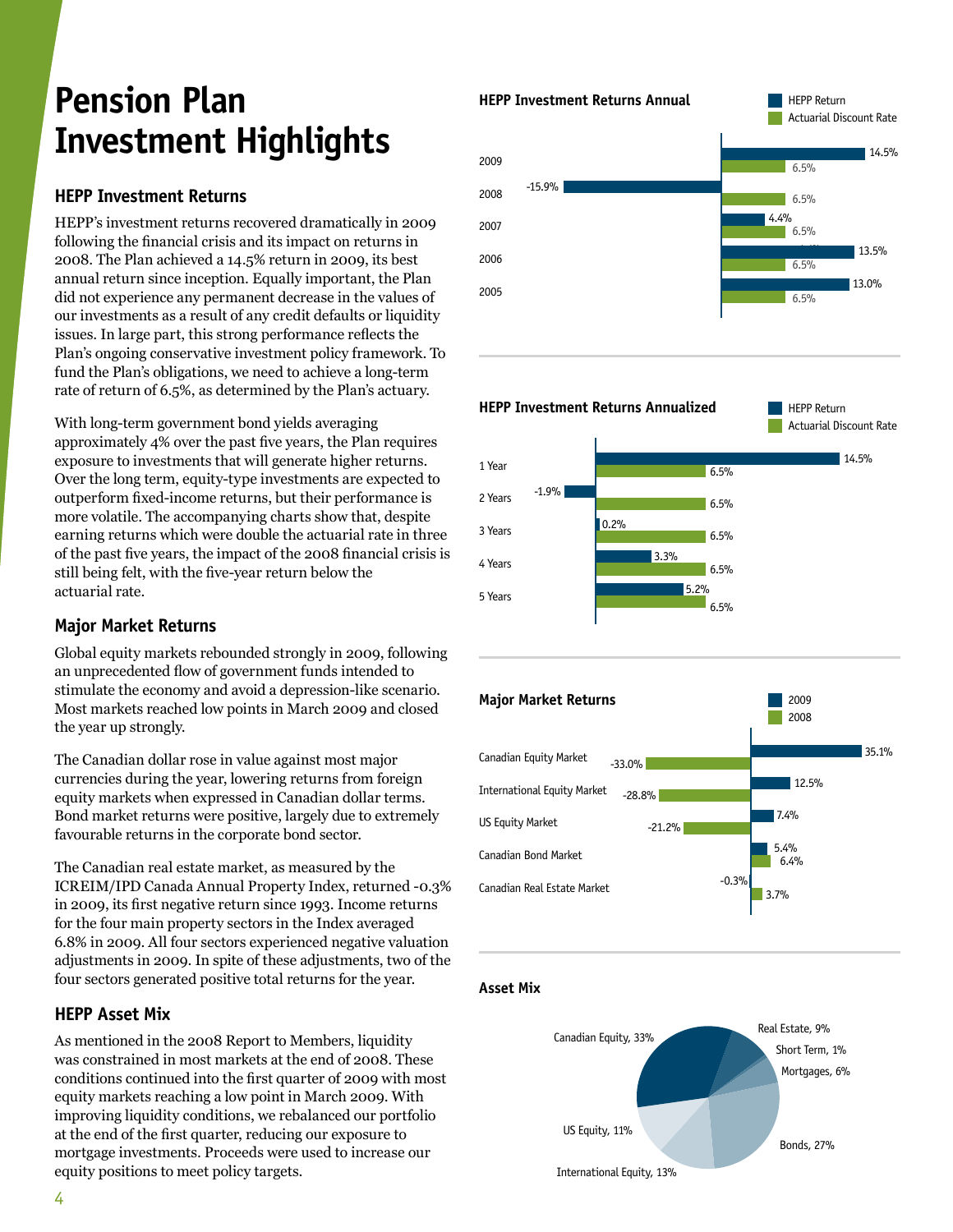# Pension Plan Investment Highlights

## HEPP Investment Returns

HEPP's investment returns recovered dramatically in 2009 following the financial crisis and its impact on returns in 2008. The Plan achieved a 14.5% return in 2009, its best annual return since inception. Equally important, the Plan did not experience any permanent decrease in the values of our investments as a result of any credit defaults or liquidity issues. In large part, this strong performance reflects the Plan's ongoing conservative investment policy framework. To fund the Plan's obligations, we need to achieve a long-term rate of return of 6.5%, as determined by the Plan's actuary.

With long-term government bond yields averaging approximately 4% over the past five years, the Plan requires exposure to investments that will generate higher returns. Over the long term, equity-type investments are expected to outperform fixed-income returns, but their performance is more volatile. The accompanying charts show that, despite earning returns which were double the actuarial rate in three of the past five years, the impact of the 2008 financial crisis is still being felt, with the five-year return below the actuarial rate.

## Major Market Returns

Global equity markets rebounded strongly in 2009, following an unprecedented flow of government funds intended to stimulate the economy and avoid a depression-like scenario. Most markets reached low points in March 2009 and closed the year up strongly.

The Canadian dollar rose in value against most major currencies during the year, lowering returns from foreign equity markets when expressed in Canadian dollar terms. Bond market returns were positive, largely due to extremely favourable returns in the corporate bond sector.

The Canadian real estate market, as measured by the ICREIM/IPD Canada Annual Property Index, returned -0.3% in 2009, its first negative return since 1993. Income returns for the four main property sectors in the Index averaged 6.8% in 2009. All four sectors experienced negative valuation adjustments in 2009. In spite of these adjustments, two of the four sectors generated positive total returns for the year.

## HEPP Asset Mix

As mentioned in the 2008 Report to Members, liquidity was constrained in most markets at the end of 2008. These conditions continued into the first quarter of 2009 with most equity markets reaching a low point in March 2009. With improving liquidity conditions, we rebalanced our portfolio at the end of the first quarter, reducing our exposure to mortgage investments. Proceeds were used to increase our equity positions to meet policy targets.

### HEPP Investment Returns Annual

| Year | HEPP Return | Actuarial Discount Rate |
|---|---|---|
| 2009 | 14.5% | 6.5% |
| 2008 | -15.9% | 6.5% |
| 2007 | 4.4% | 6.5% |
| 2006 | 13.5% | 6.5% |
| 2005 | 13.0% | 6.5% |

### HEPP Investment Returns Annualized

| Period | HEPP Return | Actuarial Discount Rate |
|---|---|---|
| 1 Year | 14.5% | 6.5% |
| 2 Years | -1.9% | 6.5% |
| 3 Years | 0.2% | 6.5% |
| 4 Years | 3.3% | 6.5% |
| 5 Years | 5.2% | 6.5% |

### Major Market Returns

| Market | 2009 | 2008 |
|---|---|---|
| Canadian Equity Market | 35.1% | -33.0% |
| International Equity Market | 12.5% | -28.8% |
| US Equity Market | 7.4% | -21.2% |
| Canadian Bond Market | 5.4% | 6.4% |
| Canadian Real Estate Market | -0.3% | 3.7% |

### Asset Mix

| Asset Class | Allocation |
|---|---|
| Canadian Equity | 33% |
| Real Estate | 9% |
| Short Term | 1% |
| Mortgages | 6% |
| Bonds | 27% |
| International Equity | 13% |
| US Equity | 11% |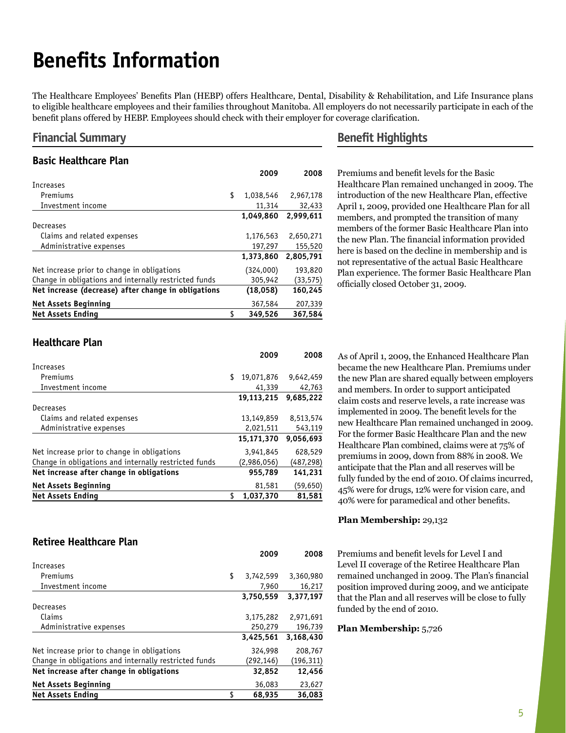# Benefits Information

The Healthcare Employees' Benefits Plan (HEBP) offers Healthcare, Dental, Disability & Rehabilitation, and Life Insurance plans to eligible healthcare employees and their families throughout Manitoba. All employers do not necessarily participate in each of the benefit plans offered by HEBP. Employees should check with their employer for coverage clarification.

## Financial Summary

### Basic Healthcare Plan

| | 2009 | 2008 |
|---|---|---|
| Increases | | |
| Premiums | $ 1,038,546 | 2,967,178 |
| Investment income | 11,314 | 32,433 |
| | **1,049,860** | **2,999,611** |
| Decreases | | |
| Claims and related expenses | 1,176,563 | 2,650,271 |
| Administrative expenses | 197,297 | 155,520 |
| | **1,373,860** | **2,805,791** |
| Net increase prior to change in obligations | (324,000) | 193,820 |
| Change in obligations and internally restricted funds | 305,942 | (33,575) |
| **Net increase (decrease) after change in obligations** | **(18,058)** | **160,245** |
| **Net Assets Beginning** | 367,584 | 207,339 |
| **Net Assets Ending** | **$ 349,526** | **367,584** |

## Benefit Highlights

Premiums and benefit levels for the Basic Healthcare Plan remained unchanged in 2009. The introduction of the new Healthcare Plan, effective April 1, 2009, provided one Healthcare Plan for all members, and prompted the transition of many members of the former Basic Healthcare Plan into the new Plan. The financial information provided here is based on the decline in membership and is not representative of the actual Basic Healthcare Plan experience. The former Basic Healthcare Plan officially closed October 31, 2009.

### Healthcare Plan

| | 2009 | 2008 |
|---|---|---|
| Increases | | |
| Premiums | $ 19,071,876 | 9,642,459 |
| Investment income | 41,339 | 42,763 |
| | **19,113,215** | **9,685,222** |
| Decreases | | |
| Claims and related expenses | 13,149,859 | 8,513,574 |
| Administrative expenses | 2,021,511 | 543,119 |
| | **15,171,370** | **9,056,693** |
| Net increase prior to change in obligations | 3,941,845 | 628,529 |
| Change in obligations and internally restricted funds | (2,986,056) | (487,298) |
| **Net increase after change in obligations** | **955,789** | **141,231** |
| **Net Assets Beginning** | 81,581 | (59,650) |
| **Net Assets Ending** | **$ 1,037,370** | **81,581** |

As of April 1, 2009, the Enhanced Healthcare Plan became the new Healthcare Plan. Premiums under the new Plan are shared equally between employers and members. In order to support anticipated claim costs and reserve levels, a rate increase was implemented in 2009. The benefit levels for the new Healthcare Plan remained unchanged in 2009. For the former Basic Healthcare Plan and the new Healthcare Plan combined, claims were at 75% of premiums in 2009, down from 88% in 2008. We anticipate that the Plan and all reserves will be fully funded by the end of 2010. Of claims incurred, 45% were for drugs, 12% were for vision care, and 40% were for paramedical and other benefits.

**Plan Membership:** 29,132

### Retiree Healthcare Plan

| | 2009 | 2008 |
|---|---|---|
| Increases | | |
| Premiums | $ 3,742,599 | 3,360,980 |
| Investment income | 7,960 | 16,217 |
| | **3,750,559** | **3,377,197** |
| Decreases | | |
| Claims | 3,175,282 | 2,971,691 |
| Administrative expenses | 250,279 | 196,739 |
| | **3,425,561** | **3,168,430** |
| Net increase prior to change in obligations | 324,998 | 208,767 |
| Change in obligations and internally restricted funds | (292,146) | (196,311) |
| **Net increase after change in obligations** | **32,852** | **12,456** |
| **Net Assets Beginning** | 36,083 | 23,627 |
| **Net Assets Ending** | **$ 68,935** | **36,083** |

Premiums and benefit levels for Level I and Level II coverage of the Retiree Healthcare Plan remained unchanged in 2009. The Plan's financial position improved during 2009, and we anticipate that the Plan and all reserves will be close to fully funded by the end of 2010.

**Plan Membership:** 5,726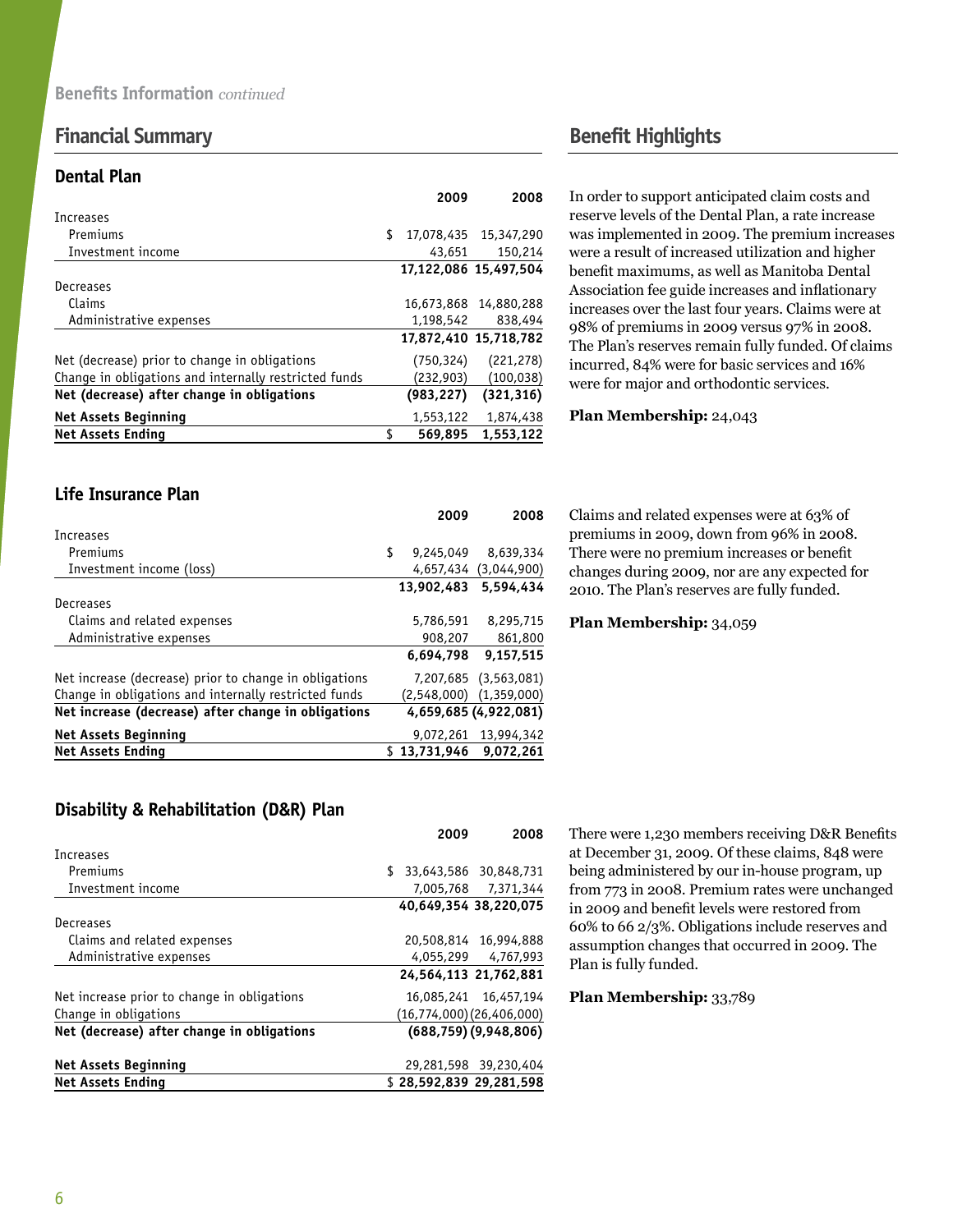Benefits Information *continued*

## Financial Summary

### Dental Plan

| | 2009 | 2008 |
|---|---|---|
| Increases | | |
| Premiums | $ 17,078,435 | 15,347,290 |
| Investment income | 43,651 | 150,214 |
| | 17,122,086 | 15,497,504 |
| Decreases | | |
| Claims | 16,673,868 | 14,880,288 |
| Administrative expenses | 1,198,542 | 838,494 |
| | 17,872,410 | 15,718,782 |
| Net (decrease) prior to change in obligations | (750,324) | (221,278) |
| Change in obligations and internally restricted funds | (232,903) | (100,038) |
| **Net (decrease) after change in obligations** | **(983,227)** | **(321,316)** |
| **Net Assets Beginning** | 1,553,122 | 1,874,438 |
| **Net Assets Ending** | **$ 569,895** | **1,553,122** |

## Benefit Highlights

In order to support anticipated claim costs and reserve levels of the Dental Plan, a rate increase was implemented in 2009. The premium increases were a result of increased utilization and higher benefit maximums, as well as Manitoba Dental Association fee guide increases and inflationary increases over the last four years. Claims were at 98% of premiums in 2009 versus 97% in 2008. The Plan's reserves remain fully funded. Of claims incurred, 84% were for basic services and 16% were for major and orthodontic services.

**Plan Membership:** 24,043

### Life Insurance Plan

| | 2009 | 2008 |
|---|---|---|
| Increases | | |
| Premiums | $ 9,245,049 | 8,639,334 |
| Investment income (loss) | 4,657,434 | (3,044,900) |
| | 13,902,483 | 5,594,434 |
| Decreases | | |
| Claims and related expenses | 5,786,591 | 8,295,715 |
| Administrative expenses | 908,207 | 861,800 |
| | 6,694,798 | 9,157,515 |
| Net increase (decrease) prior to change in obligations | 7,207,685 | (3,563,081) |
| Change in obligations and internally restricted funds | (2,548,000) | (1,359,000) |
| **Net increase (decrease) after change in obligations** | **4,659,685** | **(4,922,081)** |
| **Net Assets Beginning** | 9,072,261 | 13,994,342 |
| **Net Assets Ending** | **$ 13,731,946** | **9,072,261** |

Claims and related expenses were at 63% of premiums in 2009, down from 96% in 2008. There were no premium increases or benefit changes during 2009, nor are any expected for 2010. The Plan's reserves are fully funded.

**Plan Membership:** 34,059

### Disability & Rehabilitation (D&R) Plan

| | 2009 | 2008 |
|---|---|---|
| Increases | | |
| Premiums | $ 33,643,586 | 30,848,731 |
| Investment income | 7,005,768 | 7,371,344 |
| | 40,649,354 | 38,220,075 |
| Decreases | | |
| Claims and related expenses | 20,508,814 | 16,994,888 |
| Administrative expenses | 4,055,299 | 4,767,993 |
| | 24,564,113 | 21,762,881 |
| Net increase prior to change in obligations | 16,085,241 | 16,457,194 |
| Change in obligations | (16,774,000) | (26,406,000) |
| **Net (decrease) after change in obligations** | **(688,759)** | **(9,948,806)** |
| **Net Assets Beginning** | 29,281,598 | 39,230,404 |
| **Net Assets Ending** | **$ 28,592,839** | **29,281,598** |

There were 1,230 members receiving D&R Benefits at December 31, 2009. Of these claims, 848 were being administered by our in-house program, up from 773 in 2008. Premium rates were unchanged in 2009 and benefit levels were restored from 60% to 66 2/3%. Obligations include reserves and assumption changes that occurred in 2009. The Plan is fully funded.

**Plan Membership:** 33,789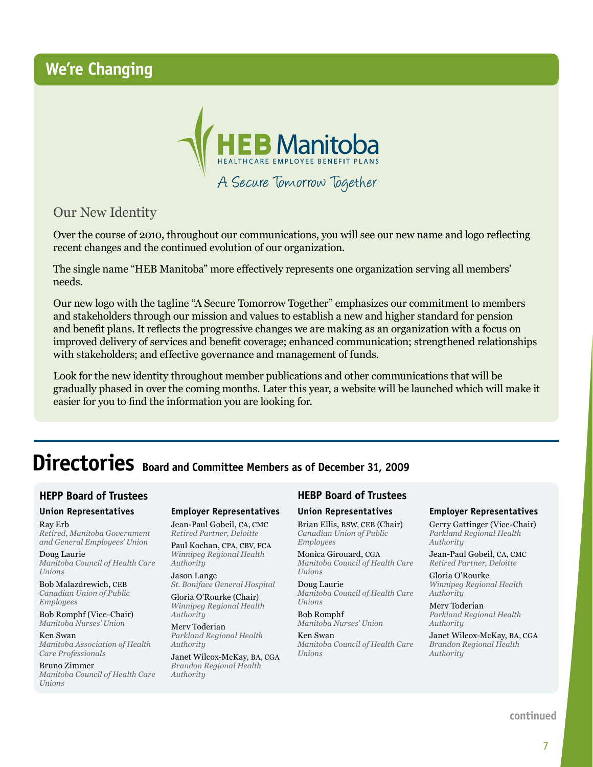## We're Changing

HEB Manitoba
HEALTHCARE EMPLOYEE BENEFIT PLANS
A Secure Tomorrow Together

### Our New Identity

Over the course of 2010, throughout our communications, you will see our new name and logo reflecting recent changes and the continued evolution of our organization.

The single name "HEB Manitoba" more effectively represents one organization serving all members' needs.

Our new logo with the tagline "A Secure Tomorrow Together" emphasizes our commitment to members and stakeholders through our mission and values to establish a new and higher standard for pension and benefit plans. It reflects the progressive changes we are making as an organization with a focus on improved delivery of services and benefit coverage; enhanced communication; strengthened relationships with stakeholders; and effective governance and management of funds.

Look for the new identity throughout member publications and other communications that will be gradually phased in over the coming months. Later this year, a website will be launched which will make it easier for you to find the information you are looking for.

# Directories Board and Committee Members as of December 31, 2009

### HEPP Board of Trustees

#### Union Representatives

Ray Erb
*Retired, Manitoba Government and General Employees' Union*

Doug Laurie
*Manitoba Council of Health Care Unions*

Bob Malazdrewich, CEB
*Canadian Union of Public Employees*

Bob Romphf (Vice-Chair)
*Manitoba Nurses' Union*

Ken Swan
*Manitoba Association of Health Care Professionals*

Bruno Zimmer
*Manitoba Council of Health Care Unions*

#### Employer Representatives

Jean-Paul Gobeil, CA, CMC
*Retired Partner, Deloitte*

Paul Kochan, CPA, CBV, FCA
*Winnipeg Regional Health Authority*

Jason Lange
*St. Boniface General Hospital*

Gloria O'Rourke (Chair)
*Winnipeg Regional Health Authority*

Merv Toderian
*Parkland Regional Health Authority*

Janet Wilcox-McKay, BA, CGA
*Brandon Regional Health Authority*

### HEBP Board of Trustees

#### Union Representatives

Brian Ellis, BSW, CEB (Chair)
*Canadian Union of Public Employees*

Monica Girouard, CGA
*Manitoba Council of Health Care Unions*

Doug Laurie
*Manitoba Council of Health Care Unions*

Bob Romphf
*Manitoba Nurses' Union*

Ken Swan
*Manitoba Council of Health Care Unions*

#### Employer Representatives

Gerry Gattinger (Vice-Chair)
*Parkland Regional Health Authority*

Jean-Paul Gobeil, CA, CMC
*Retired Partner, Deloitte*

Gloria O'Rourke
*Winnipeg Regional Health Authority*

Merv Toderian
*Parkland Regional Health Authority*

Janet Wilcox-McKay, BA, CGA
*Brandon Regional Health Authority*

continued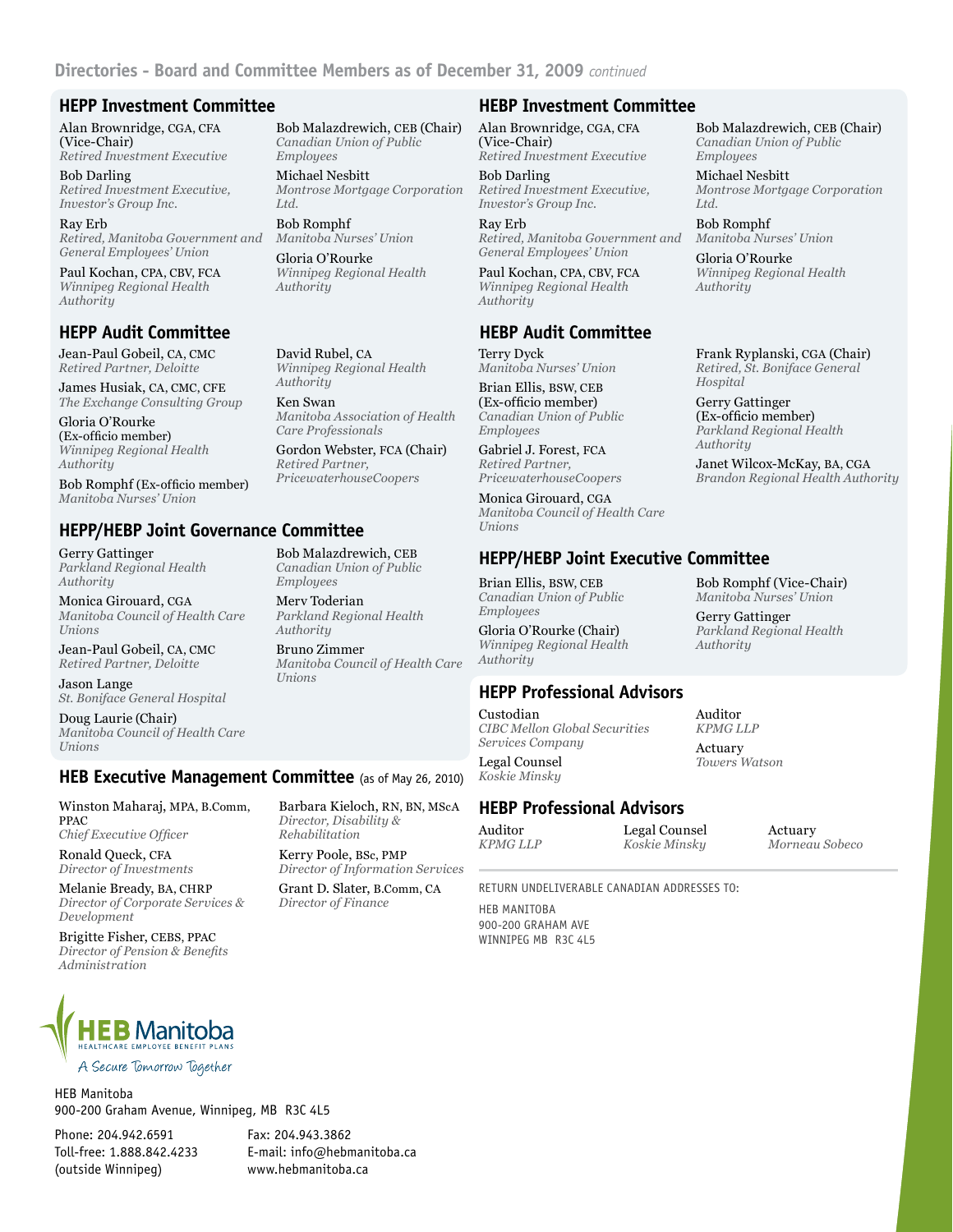## Directories - Board and Committee Members as of December 31, 2009 *continued*

### HEPP Investment Committee

Alan Brownridge, CGA, CFA
(Vice-Chair)
*Retired Investment Executive*

Bob Darling
*Retired Investment Executive, Investor's Group Inc.*

Ray Erb
*Retired, Manitoba Government and General Employees' Union*

Paul Kochan, CPA, CBV, FCA
*Winnipeg Regional Health Authority*

Bob Malazdrewich, CEB (Chair)
*Canadian Union of Public Employees*

Michael Nesbitt
*Montrose Mortgage Corporation Ltd.*

Bob Romphf
*Manitoba Nurses' Union*

Gloria O'Rourke
*Winnipeg Regional Health Authority*

### HEPP Audit Committee

Jean-Paul Gobeil, CA, CMC
*Retired Partner, Deloitte*

James Husiak, CA, CMC, CFE
*The Exchange Consulting Group*

Gloria O'Rourke
(Ex-officio member)
*Winnipeg Regional Health Authority*

Bob Romphf (Ex-officio member)
*Manitoba Nurses' Union*

David Rubel, CA
*Winnipeg Regional Health Authority*

Ken Swan
*Manitoba Association of Health Care Professionals*

Gordon Webster, FCA (Chair)
*Retired Partner, PricewaterhouseCoopers*

### HEPP/HEBP Joint Governance Committee

Gerry Gattinger
*Parkland Regional Health Authority*

Monica Girouard, CGA
*Manitoba Council of Health Care Unions*

Jean-Paul Gobeil, CA, CMC
*Retired Partner, Deloitte*

Jason Lange
*St. Boniface General Hospital*

Doug Laurie (Chair)
*Manitoba Council of Health Care Unions*

Bob Malazdrewich, CEB
*Canadian Union of Public Employees*

Merv Toderian
*Parkland Regional Health Authority*

Bruno Zimmer
*Manitoba Council of Health Care Unions*

### HEBP Investment Committee

Alan Brownridge, CGA, CFA
(Vice-Chair)
*Retired Investment Executive*

Bob Darling
*Retired Investment Executive, Investor's Group Inc.*

Ray Erb
*Retired, Manitoba Government and General Employees' Union*

Paul Kochan, CPA, CBV, FCA
*Winnipeg Regional Health Authority*

Bob Malazdrewich, CEB (Chair)
*Canadian Union of Public Employees*

Michael Nesbitt
*Montrose Mortgage Corporation Ltd.*

Bob Romphf
*Manitoba Nurses' Union*

Gloria O'Rourke
*Winnipeg Regional Health Authority*

### HEBP Audit Committee

Terry Dyck
*Manitoba Nurses' Union*

Brian Ellis, BSW, CEB
(Ex-officio member)
*Canadian Union of Public Employees*

Gabriel J. Forest, FCA
*Retired Partner, PricewaterhouseCoopers*

Monica Girouard, CGA
*Manitoba Council of Health Care Unions*

Frank Ryplanski, CGA (Chair)
*Retired, St. Boniface General Hospital*

Gerry Gattinger
(Ex-officio member)
*Parkland Regional Health Authority*

Janet Wilcox-McKay, BA, CGA
*Brandon Regional Health Authority*

### HEPP/HEBP Joint Executive Committee

Brian Ellis, BSW, CEB
*Canadian Union of Public Employees*

Gloria O'Rourke (Chair)
*Winnipeg Regional Health Authority*

Bob Romphf (Vice-Chair)
*Manitoba Nurses' Union*

Gerry Gattinger
*Parkland Regional Health Authority*

### HEPP Professional Advisors

Custodian
*CIBC Mellon Global Securities Services Company*

Legal Counsel
*Koskie Minsky*

Auditor
*KPMG LLP*

Actuary
*Towers Watson*

### HEBP Professional Advisors

Auditor
*KPMG LLP*

Legal Counsel
*Koskie Minsky*

Actuary
*Morneau Sobeco*

### HEB Executive Management Committee (as of May 26, 2010)

Winston Maharaj, MPA, B.Comm, PPAC
*Chief Executive Officer*

Ronald Queck, CFA
*Director of Investments*

Melanie Bready, BA, CHRP
*Director of Corporate Services & Development*

Brigitte Fisher, CEBS, PPAC
*Director of Pension & Benefits Administration*

Barbara Kieloch, RN, BN, MScA
*Director, Disability & Rehabilitation*

Kerry Poole, BSc, PMP
*Director of Information Services*

Grant D. Slater, B.Comm, CA
*Director of Finance*

RETURN UNDELIVERABLE CANADIAN ADDRESSES TO:

HEB MANITOBA
900-200 GRAHAM AVE
WINNIPEG MB R3C 4L5

HEB Manitoba
HEALTHCARE EMPLOYEE BENEFIT PLANS
*A Secure Tomorrow Together*

HEB Manitoba
900-200 Graham Avenue, Winnipeg, MB R3C 4L5

Phone: 204.942.6591
Toll-free: 1.888.842.4233
(outside Winnipeg)

Fax: 204.943.3862
E-mail: info@hebmanitoba.ca
www.hebmanitoba.ca